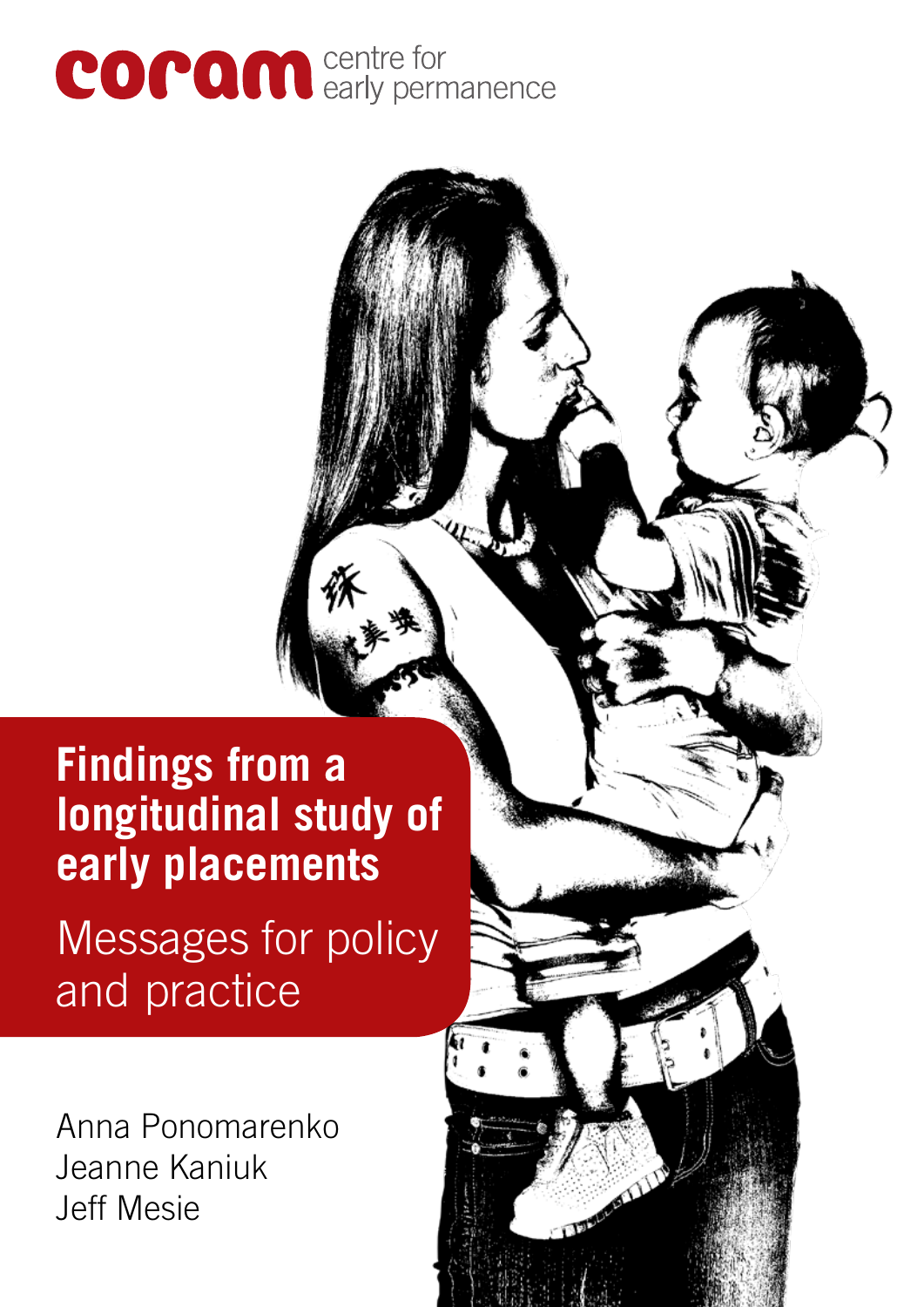coram centre for early permanence

# Findings from a longitudinal study of early placements

## Messages for policy and practice

Anna Ponomarenko
Jeanne Kaniuk
Jeff Mesie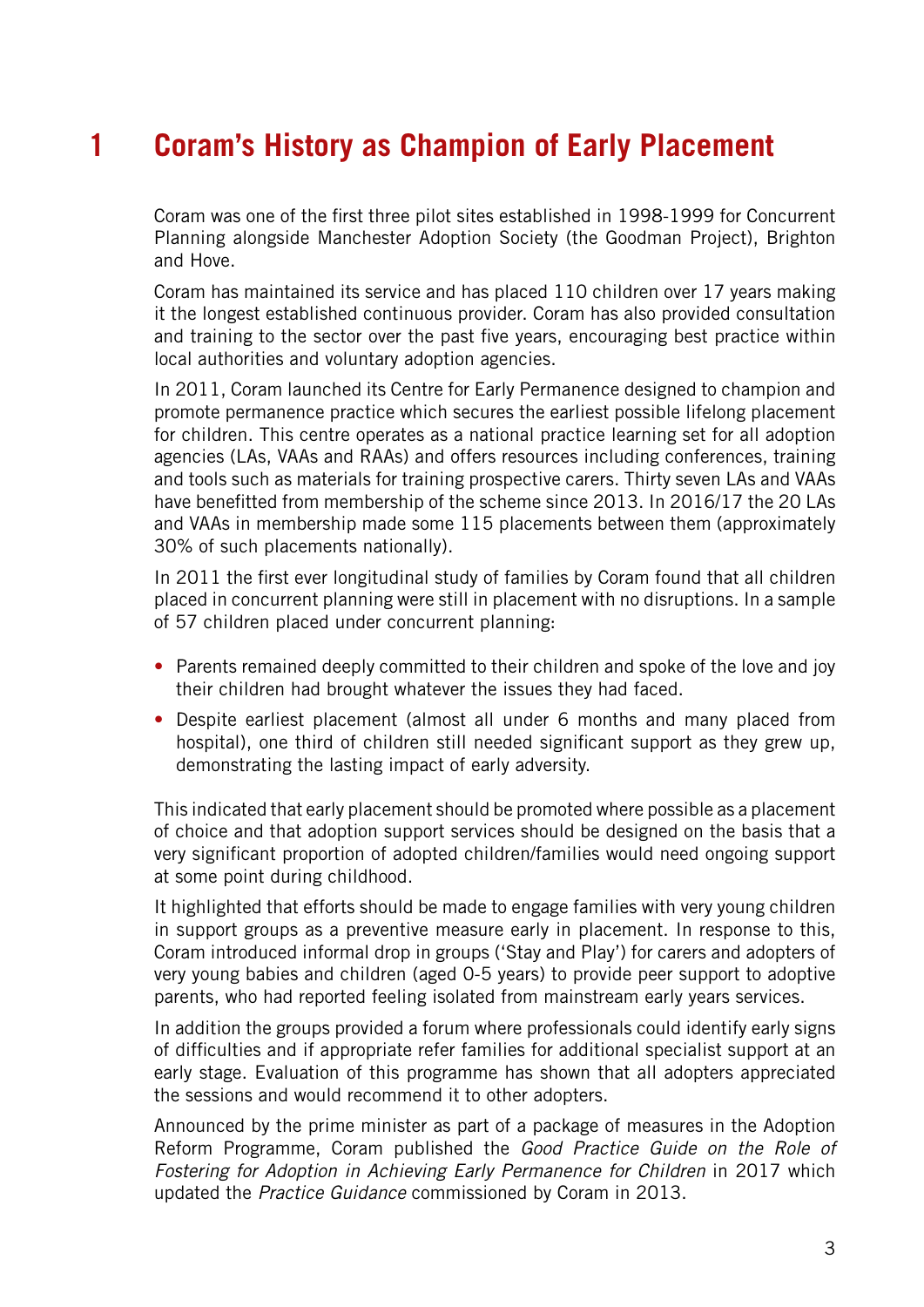# 1 Coram's History as Champion of Early Placement

Coram was one of the first three pilot sites established in 1998-1999 for Concurrent Planning alongside Manchester Adoption Society (the Goodman Project), Brighton and Hove.

Coram has maintained its service and has placed 110 children over 17 years making it the longest established continuous provider. Coram has also provided consultation and training to the sector over the past five years, encouraging best practice within local authorities and voluntary adoption agencies.

In 2011, Coram launched its Centre for Early Permanence designed to champion and promote permanence practice which secures the earliest possible lifelong placement for children. This centre operates as a national practice learning set for all adoption agencies (LAs, VAAs and RAAs) and offers resources including conferences, training and tools such as materials for training prospective carers. Thirty seven LAs and VAAs have benefitted from membership of the scheme since 2013. In 2016/17 the 20 LAs and VAAs in membership made some 115 placements between them (approximately 30% of such placements nationally).

In 2011 the first ever longitudinal study of families by Coram found that all children placed in concurrent planning were still in placement with no disruptions. In a sample of 57 children placed under concurrent planning:

- Parents remained deeply committed to their children and spoke of the love and joy their children had brought whatever the issues they had faced.
- Despite earliest placement (almost all under 6 months and many placed from hospital), one third of children still needed significant support as they grew up, demonstrating the lasting impact of early adversity.

This indicated that early placement should be promoted where possible as a placement of choice and that adoption support services should be designed on the basis that a very significant proportion of adopted children/families would need ongoing support at some point during childhood.

It highlighted that efforts should be made to engage families with very young children in support groups as a preventive measure early in placement. In response to this, Coram introduced informal drop in groups ('Stay and Play') for carers and adopters of very young babies and children (aged 0-5 years) to provide peer support to adoptive parents, who had reported feeling isolated from mainstream early years services.

In addition the groups provided a forum where professionals could identify early signs of difficulties and if appropriate refer families for additional specialist support at an early stage. Evaluation of this programme has shown that all adopters appreciated the sessions and would recommend it to other adopters.

Announced by the prime minister as part of a package of measures in the Adoption Reform Programme, Coram published the *Good Practice Guide on the Role of Fostering for Adoption in Achieving Early Permanence for Children* in 2017 which updated the *Practice Guidance* commissioned by Coram in 2013.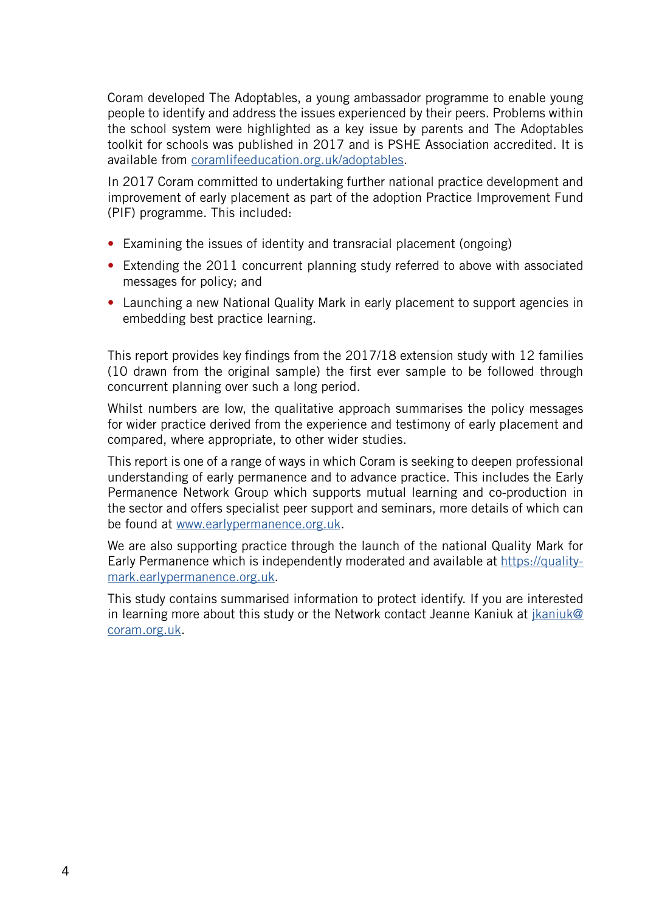Coram developed The Adoptables, a young ambassador programme to enable young people to identify and address the issues experienced by their peers. Problems within the school system were highlighted as a key issue by parents and The Adoptables toolkit for schools was published in 2017 and is PSHE Association accredited. It is available from [coramlifeeducation.org.uk/adoptables](coramlifeeducation.org.uk/adoptables).

In 2017 Coram committed to undertaking further national practice development and improvement of early placement as part of the adoption Practice Improvement Fund (PIF) programme. This included:

- Examining the issues of identity and transracial placement (ongoing)
- Extending the 2011 concurrent planning study referred to above with associated messages for policy; and
- Launching a new National Quality Mark in early placement to support agencies in embedding best practice learning.

This report provides key findings from the 2017/18 extension study with 12 families (10 drawn from the original sample) the first ever sample to be followed through concurrent planning over such a long period.

Whilst numbers are low, the qualitative approach summarises the policy messages for wider practice derived from the experience and testimony of early placement and compared, where appropriate, to other wider studies.

This report is one of a range of ways in which Coram is seeking to deepen professional understanding of early permanence and to advance practice. This includes the Early Permanence Network Group which supports mutual learning and co-production in the sector and offers specialist peer support and seminars, more details of which can be found at [www.earlypermanence.org.uk](www.earlypermanence.org.uk).

We are also supporting practice through the launch of the national Quality Mark for Early Permanence which is independently moderated and available at [https://quality-mark.earlypermanence.org.uk](https://quality-mark.earlypermanence.org.uk).

This study contains summarised information to protect identify. If you are interested in learning more about this study or the Network contact Jeanne Kaniuk at [jkaniuk@coram.org.uk](mailto:jkaniuk@coram.org.uk).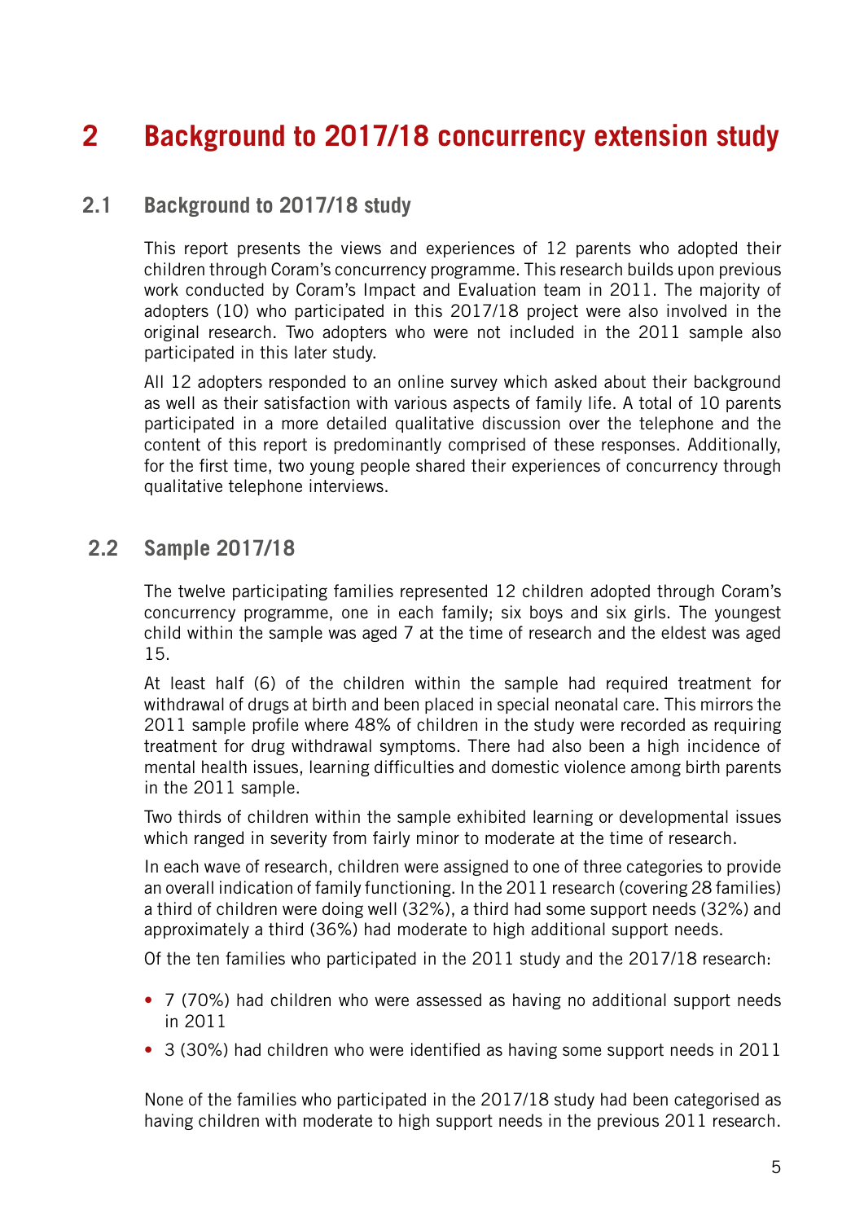# 2 Background to 2017/18 concurrency extension study

## 2.1 Background to 2017/18 study

This report presents the views and experiences of 12 parents who adopted their children through Coram's concurrency programme. This research builds upon previous work conducted by Coram's Impact and Evaluation team in 2011. The majority of adopters (10) who participated in this 2017/18 project were also involved in the original research. Two adopters who were not included in the 2011 sample also participated in this later study.

All 12 adopters responded to an online survey which asked about their background as well as their satisfaction with various aspects of family life. A total of 10 parents participated in a more detailed qualitative discussion over the telephone and the content of this report is predominantly comprised of these responses. Additionally, for the first time, two young people shared their experiences of concurrency through qualitative telephone interviews.

## 2.2 Sample 2017/18

The twelve participating families represented 12 children adopted through Coram's concurrency programme, one in each family; six boys and six girls. The youngest child within the sample was aged 7 at the time of research and the eldest was aged 15.

At least half (6) of the children within the sample had required treatment for withdrawal of drugs at birth and been placed in special neonatal care. This mirrors the 2011 sample profile where 48% of children in the study were recorded as requiring treatment for drug withdrawal symptoms. There had also been a high incidence of mental health issues, learning difficulties and domestic violence among birth parents in the 2011 sample.

Two thirds of children within the sample exhibited learning or developmental issues which ranged in severity from fairly minor to moderate at the time of research.

In each wave of research, children were assigned to one of three categories to provide an overall indication of family functioning. In the 2011 research (covering 28 families) a third of children were doing well (32%), a third had some support needs (32%) and approximately a third (36%) had moderate to high additional support needs.

Of the ten families who participated in the 2011 study and the 2017/18 research:

- 7 (70%) had children who were assessed as having no additional support needs in 2011
- 3 (30%) had children who were identified as having some support needs in 2011

None of the families who participated in the 2017/18 study had been categorised as having children with moderate to high support needs in the previous 2011 research.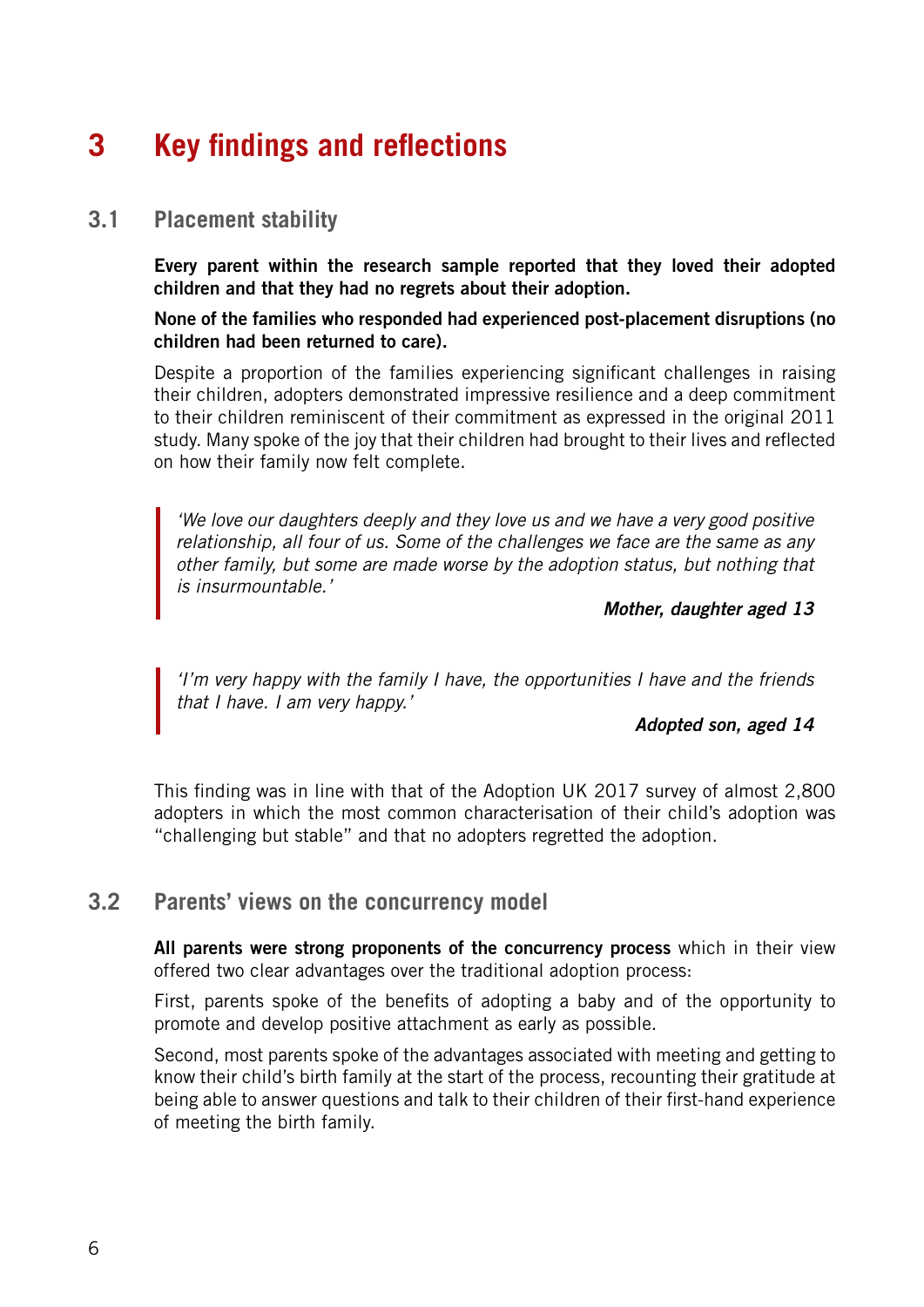# 3 Key findings and reflections

## 3.1 Placement stability

**Every parent within the research sample reported that they loved their adopted children and that they had no regrets about their adoption.**

**None of the families who responded had experienced post-placement disruptions (no children had been returned to care).**

Despite a proportion of the families experiencing significant challenges in raising their children, adopters demonstrated impressive resilience and a deep commitment to their children reminiscent of their commitment as expressed in the original 2011 study. Many spoke of the joy that their children had brought to their lives and reflected on how their family now felt complete.

> *'We love our daughters deeply and they love us and we have a very good positive relationship, all four of us. Some of the challenges we face are the same as any other family, but some are made worse by the adoption status, but nothing that is insurmountable.'*
>
> ***Mother, daughter aged 13***

> *'I'm very happy with the family I have, the opportunities I have and the friends that I have. I am very happy.'*
>
> ***Adopted son, aged 14***

This finding was in line with that of the Adoption UK 2017 survey of almost 2,800 adopters in which the most common characterisation of their child's adoption was "challenging but stable" and that no adopters regretted the adoption.

## 3.2 Parents' views on the concurrency model

**All parents were strong proponents of the concurrency process** which in their view offered two clear advantages over the traditional adoption process:

First, parents spoke of the benefits of adopting a baby and of the opportunity to promote and develop positive attachment as early as possible.

Second, most parents spoke of the advantages associated with meeting and getting to know their child's birth family at the start of the process, recounting their gratitude at being able to answer questions and talk to their children of their first-hand experience of meeting the birth family.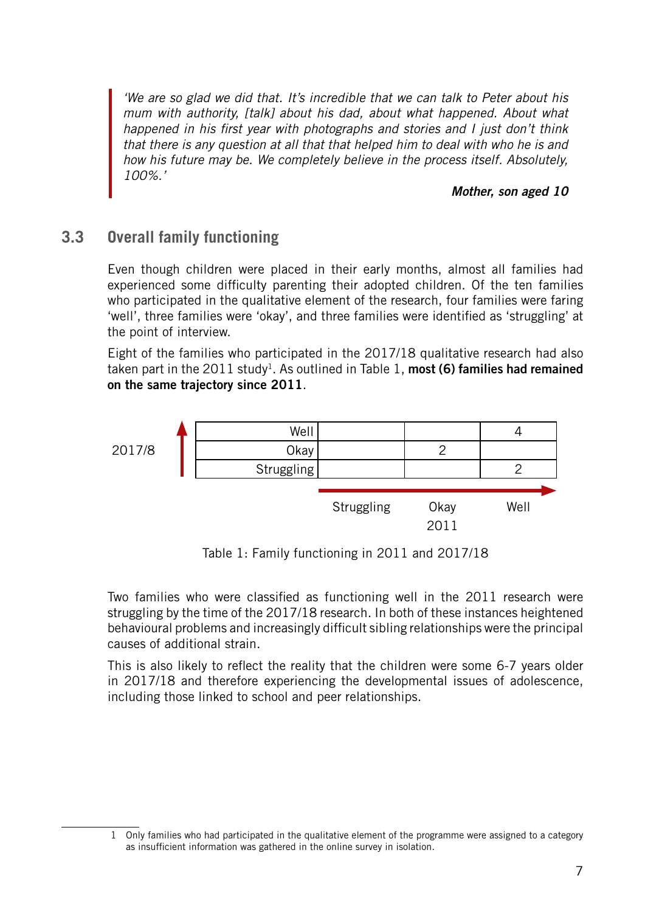> *'We are so glad we did that. It's incredible that we can talk to Peter about his mum with authority, [talk] about his dad, about what happened. About what happened in his first year with photographs and stories and I just don't think that there is any question at all that that helped him to deal with who he is and how his future may be. We completely believe in the process itself. Absolutely, 100%.'*
>
> ***Mother, son aged 10***

## 3.3 Overall family functioning

Even though children were placed in their early months, almost all families had experienced some difficulty parenting their adopted children. Of the ten families who participated in the qualitative element of the research, four families were faring 'well', three families were 'okay', and three families were identified as 'struggling' at the point of interview.

Eight of the families who participated in the 2017/18 qualitative research had also taken part in the 2011 study[1]. As outlined in Table 1, **most (6) families had remained on the same trajectory since 2011**.

| 2017/8 \ 2011 | Struggling | Okay | Well |
|---|---|---|---|
| Well | | | 4 |
| Okay | | 2 | |
| Struggling | | | 2 |

Table 1: Family functioning in 2011 and 2017/18

Two families who were classified as functioning well in the 2011 research were struggling by the time of the 2017/18 research. In both of these instances heightened behavioural problems and increasingly difficult sibling relationships were the principal causes of additional strain.

This is also likely to reflect the reality that the children were some 6-7 years older in 2017/18 and therefore experiencing the developmental issues of adolescence, including those linked to school and peer relationships.

---

1 Only families who had participated in the qualitative element of the programme were assigned to a category as insufficient information was gathered in the online survey in isolation.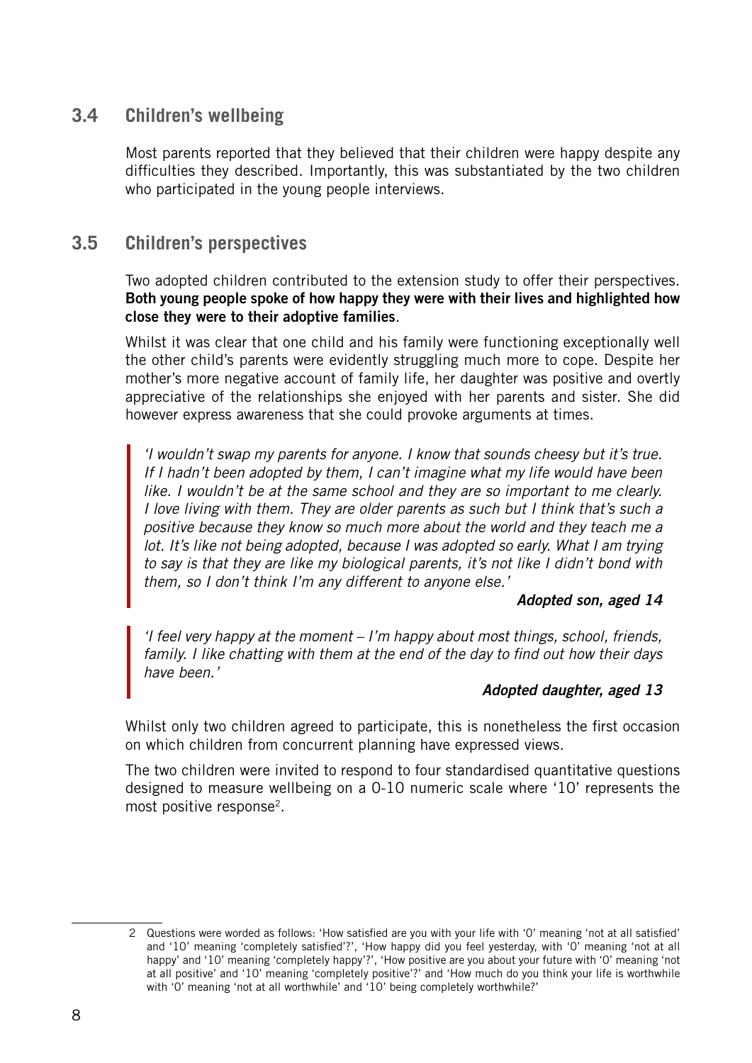## 3.4 Children's wellbeing

Most parents reported that they believed that their children were happy despite any difficulties they described. Importantly, this was substantiated by the two children who participated in the young people interviews.

## 3.5 Children's perspectives

Two adopted children contributed to the extension study to offer their perspectives. **Both young people spoke of how happy they were with their lives and highlighted how close they were to their adoptive families**.

Whilst it was clear that one child and his family were functioning exceptionally well the other child's parents were evidently struggling much more to cope. Despite her mother's more negative account of family life, her daughter was positive and overtly appreciative of the relationships she enjoyed with her parents and sister. She did however express awareness that she could provoke arguments at times.

> *'I wouldn't swap my parents for anyone. I know that sounds cheesy but it's true. If I hadn't been adopted by them, I can't imagine what my life would have been like. I wouldn't be at the same school and they are so important to me clearly. I love living with them. They are older parents as such but I think that's such a positive because they know so much more about the world and they teach me a lot. It's like not being adopted, because I was adopted so early. What I am trying to say is that they are like my biological parents, it's not like I didn't bond with them, so I don't think I'm any different to anyone else.'*
>
> ***Adopted son, aged 14***

> *'I feel very happy at the moment – I'm happy about most things, school, friends, family. I like chatting with them at the end of the day to find out how their days have been.'*
>
> ***Adopted daughter, aged 13***

Whilst only two children agreed to participate, this is nonetheless the first occasion on which children from concurrent planning have expressed views.

The two children were invited to respond to four standardised quantitative questions designed to measure wellbeing on a 0-10 numeric scale where '10' represents the most positive response[2].

---

2 Questions were worded as follows: 'How satisfied are you with your life with '0' meaning 'not at all satisfied' and '10' meaning 'completely satisfied'?', 'How happy did you feel yesterday, with '0' meaning 'not at all happy' and '10' meaning 'completely happy'?', 'How positive are you about your future with '0' meaning 'not at all positive' and '10' meaning 'completely positive'?' and 'How much do you think your life is worthwhile with '0' meaning 'not at all worthwhile' and '10' being completely worthwhile?'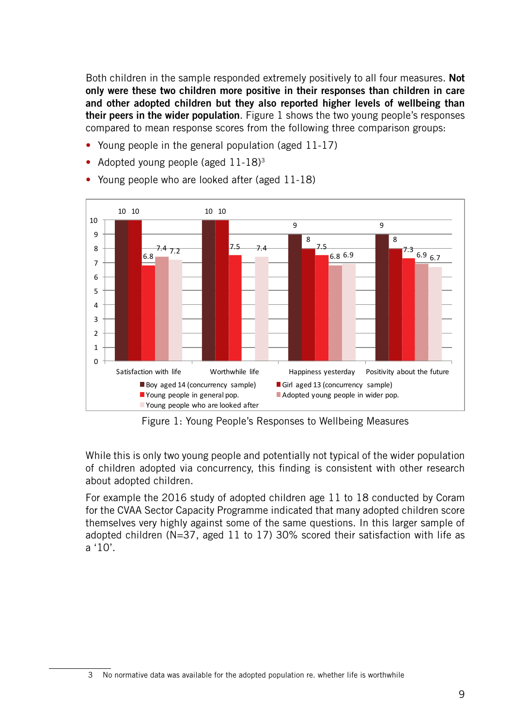Both children in the sample responded extremely positively to all four measures. **Not only were these two children more positive in their responses than children in care and other adopted children but they also reported higher levels of wellbeing than their peers in the wider population**. Figure 1 shows the two young people's responses compared to mean response scores from the following three comparison groups:

- Young people in the general population (aged 11-17)
- Adopted young people (aged 11-18)[3]
- Young people who are looked after (aged 11-18)

| | Satisfaction with life | Worthwhile life | Happiness yesterday | Positivity about the future |
|---|---|---|---|---|
| Boy aged 14 (concurrency sample) | 10 | 10 | 9 | 9 |
| Girl aged 13 (concurrency sample) | 10 | 10 | 8 | 8 |
| Young people in general pop. | 6.8 | 7.5 | 7.5 | 7.3 |
| Adopted young people in wider pop. | 7.4 | | 6.8 | 6.9 |
| Young people who are looked after | 7.2 | 7.4 | 6.9 | 6.7 |

Figure 1: Young People's Responses to Wellbeing Measures

While this is only two young people and potentially not typical of the wider population of children adopted via concurrency, this finding is consistent with other research about adopted children.

For example the 2016 study of adopted children age 11 to 18 conducted by Coram for the CVAA Sector Capacity Programme indicated that many adopted children score themselves very highly against some of the same questions. In this larger sample of adopted children (N=37, aged 11 to 17) 30% scored their satisfaction with life as a '10'.

3 No normative data was available for the adopted population re. whether life is worthwhile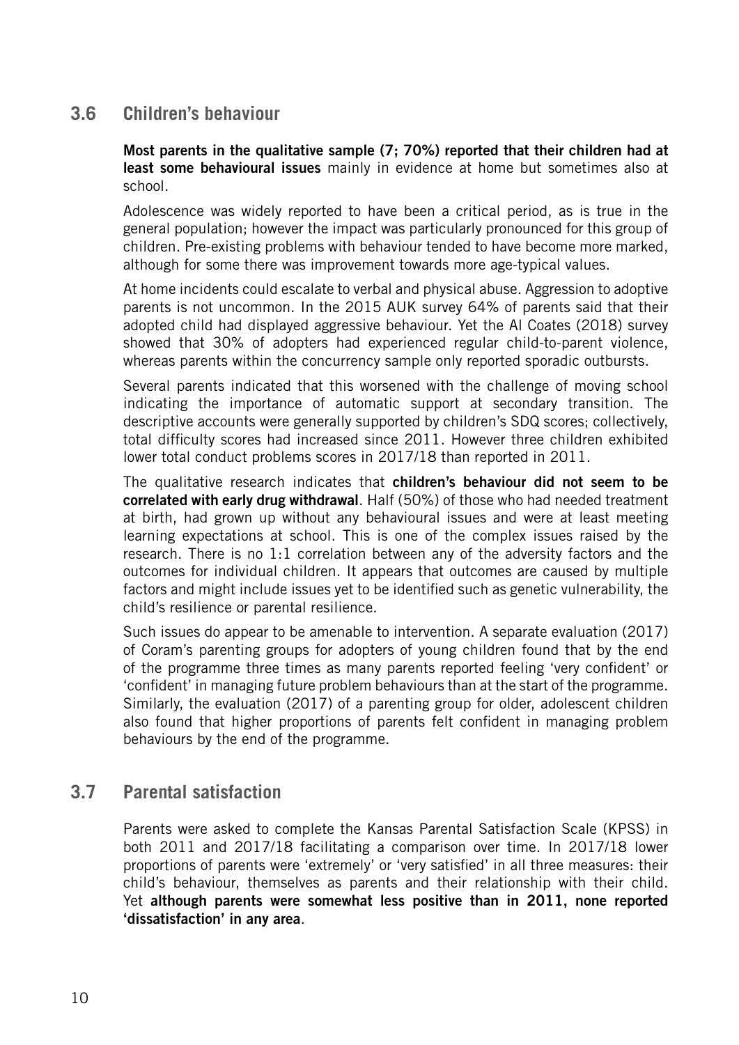## 3.6 Children's behaviour

**Most parents in the qualitative sample (7; 70%) reported that their children had at least some behavioural issues** mainly in evidence at home but sometimes also at school.

Adolescence was widely reported to have been a critical period, as is true in the general population; however the impact was particularly pronounced for this group of children. Pre-existing problems with behaviour tended to have become more marked, although for some there was improvement towards more age-typical values.

At home incidents could escalate to verbal and physical abuse. Aggression to adoptive parents is not uncommon. In the 2015 AUK survey 64% of parents said that their adopted child had displayed aggressive behaviour. Yet the Al Coates (2018) survey showed that 30% of adopters had experienced regular child-to-parent violence, whereas parents within the concurrency sample only reported sporadic outbursts.

Several parents indicated that this worsened with the challenge of moving school indicating the importance of automatic support at secondary transition. The descriptive accounts were generally supported by children's SDQ scores; collectively, total difficulty scores had increased since 2011. However three children exhibited lower total conduct problems scores in 2017/18 than reported in 2011.

The qualitative research indicates that **children's behaviour did not seem to be correlated with early drug withdrawal**. Half (50%) of those who had needed treatment at birth, had grown up without any behavioural issues and were at least meeting learning expectations at school. This is one of the complex issues raised by the research. There is no 1:1 correlation between any of the adversity factors and the outcomes for individual children. It appears that outcomes are caused by multiple factors and might include issues yet to be identified such as genetic vulnerability, the child's resilience or parental resilience.

Such issues do appear to be amenable to intervention. A separate evaluation (2017) of Coram's parenting groups for adopters of young children found that by the end of the programme three times as many parents reported feeling 'very confident' or 'confident' in managing future problem behaviours than at the start of the programme. Similarly, the evaluation (2017) of a parenting group for older, adolescent children also found that higher proportions of parents felt confident in managing problem behaviours by the end of the programme.

## 3.7 Parental satisfaction

Parents were asked to complete the Kansas Parental Satisfaction Scale (KPSS) in both 2011 and 2017/18 facilitating a comparison over time. In 2017/18 lower proportions of parents were 'extremely' or 'very satisfied' in all three measures: their child's behaviour, themselves as parents and their relationship with their child. Yet **although parents were somewhat less positive than in 2011, none reported 'dissatisfaction' in any area**.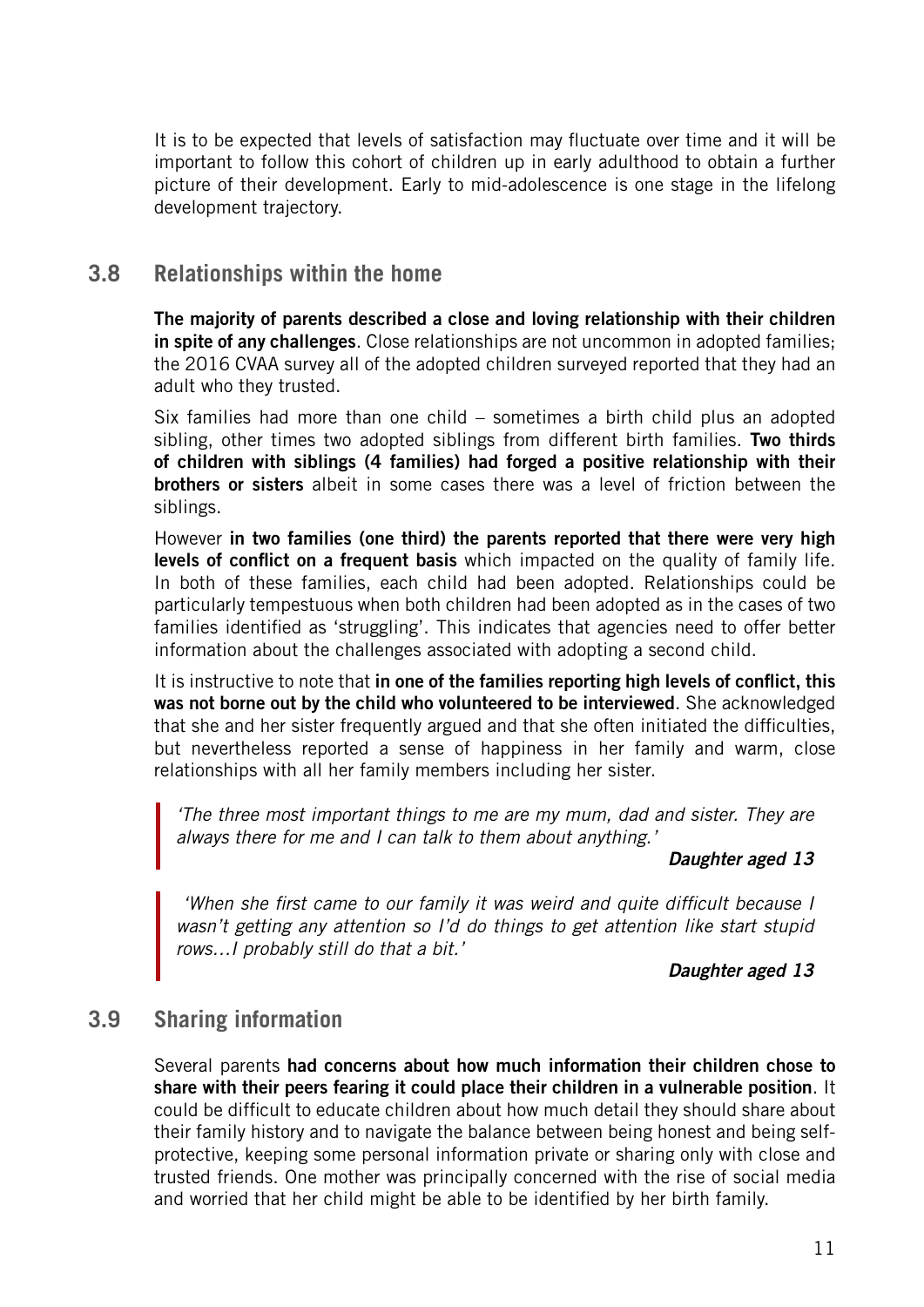It is to be expected that levels of satisfaction may fluctuate over time and it will be important to follow this cohort of children up in early adulthood to obtain a further picture of their development. Early to mid-adolescence is one stage in the lifelong development trajectory.

## 3.8 Relationships within the home

**The majority of parents described a close and loving relationship with their children in spite of any challenges**. Close relationships are not uncommon in adopted families; the 2016 CVAA survey all of the adopted children surveyed reported that they had an adult who they trusted.

Six families had more than one child – sometimes a birth child plus an adopted sibling, other times two adopted siblings from different birth families. **Two thirds of children with siblings (4 families) had forged a positive relationship with their brothers or sisters** albeit in some cases there was a level of friction between the siblings.

However **in two families (one third) the parents reported that there were very high levels of conflict on a frequent basis** which impacted on the quality of family life. In both of these families, each child had been adopted. Relationships could be particularly tempestuous when both children had been adopted as in the cases of two families identified as 'struggling'. This indicates that agencies need to offer better information about the challenges associated with adopting a second child.

It is instructive to note that **in one of the families reporting high levels of conflict, this was not borne out by the child who volunteered to be interviewed**. She acknowledged that she and her sister frequently argued and that she often initiated the difficulties, but nevertheless reported a sense of happiness in her family and warm, close relationships with all her family members including her sister.

> *'The three most important things to me are my mum, dad and sister. They are always there for me and I can talk to them about anything.'*
>
> ***Daughter aged 13***

> *'When she first came to our family it was weird and quite difficult because I wasn't getting any attention so I'd do things to get attention like start stupid rows…I probably still do that a bit.'*
>
> ***Daughter aged 13***

## 3.9 Sharing information

Several parents **had concerns about how much information their children chose to share with their peers fearing it could place their children in a vulnerable position**. It could be difficult to educate children about how much detail they should share about their family history and to navigate the balance between being honest and being self-protective, keeping some personal information private or sharing only with close and trusted friends. One mother was principally concerned with the rise of social media and worried that her child might be able to be identified by her birth family.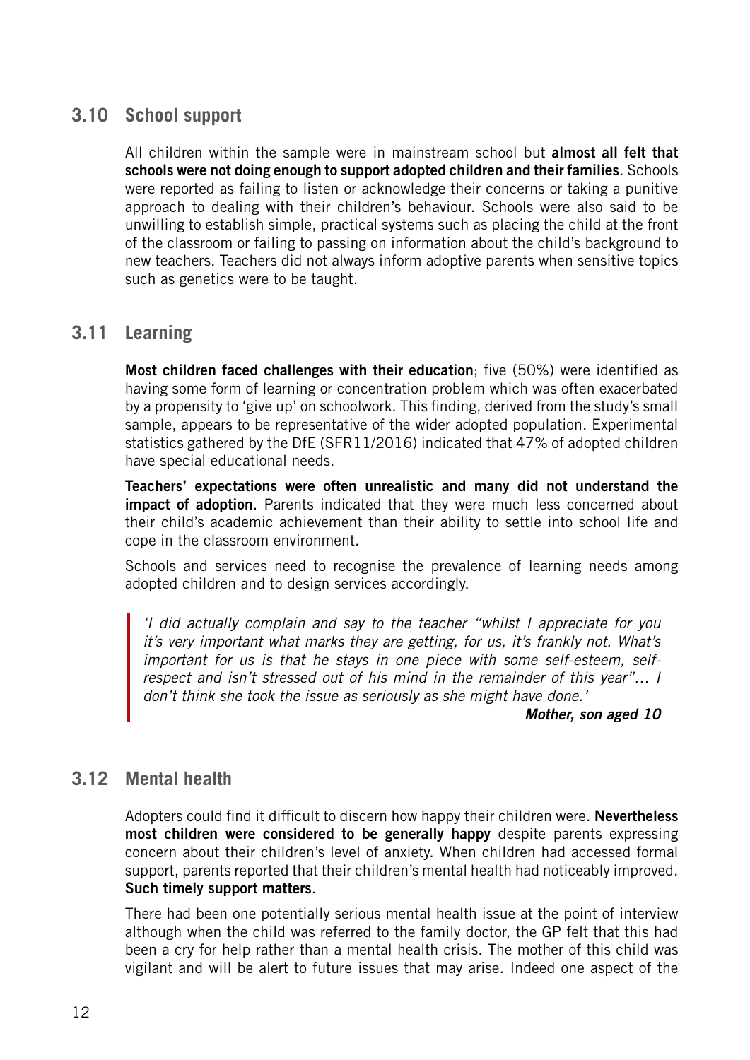## 3.10 School support

All children within the sample were in mainstream school but **almost all felt that schools were not doing enough to support adopted children and their families**. Schools were reported as failing to listen or acknowledge their concerns or taking a punitive approach to dealing with their children's behaviour. Schools were also said to be unwilling to establish simple, practical systems such as placing the child at the front of the classroom or failing to passing on information about the child's background to new teachers. Teachers did not always inform adoptive parents when sensitive topics such as genetics were to be taught.

## 3.11 Learning

**Most children faced challenges with their education**; five (50%) were identified as having some form of learning or concentration problem which was often exacerbated by a propensity to 'give up' on schoolwork. This finding, derived from the study's small sample, appears to be representative of the wider adopted population. Experimental statistics gathered by the DfE (SFR11/2016) indicated that 47% of adopted children have special educational needs.

**Teachers' expectations were often unrealistic and many did not understand the impact of adoption**. Parents indicated that they were much less concerned about their child's academic achievement than their ability to settle into school life and cope in the classroom environment.

Schools and services need to recognise the prevalence of learning needs among adopted children and to design services accordingly.

> *'I did actually complain and say to the teacher "whilst I appreciate for you it's very important what marks they are getting, for us, it's frankly not. What's important for us is that he stays in one piece with some self-esteem, self-respect and isn't stressed out of his mind in the remainder of this year"… I don't think she took the issue as seriously as she might have done.'*
>
> ***Mother, son aged 10***

## 3.12 Mental health

Adopters could find it difficult to discern how happy their children were. **Nevertheless most children were considered to be generally happy** despite parents expressing concern about their children's level of anxiety. When children had accessed formal support, parents reported that their children's mental health had noticeably improved. **Such timely support matters**.

There had been one potentially serious mental health issue at the point of interview although when the child was referred to the family doctor, the GP felt that this had been a cry for help rather than a mental health crisis. The mother of this child was vigilant and will be alert to future issues that may arise. Indeed one aspect of the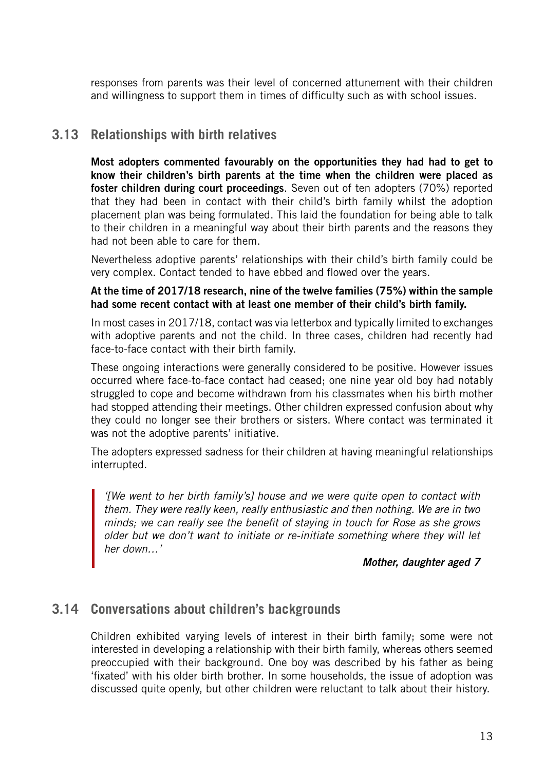responses from parents was their level of concerned attunement with their children and willingness to support them in times of difficulty such as with school issues.

## 3.13 Relationships with birth relatives

**Most adopters commented favourably on the opportunities they had had to get to know their children's birth parents at the time when the children were placed as foster children during court proceedings**. Seven out of ten adopters (70%) reported that they had been in contact with their child's birth family whilst the adoption placement plan was being formulated. This laid the foundation for being able to talk to their children in a meaningful way about their birth parents and the reasons they had not been able to care for them.

Nevertheless adoptive parents' relationships with their child's birth family could be very complex. Contact tended to have ebbed and flowed over the years.

**At the time of 2017/18 research, nine of the twelve families (75%) within the sample had some recent contact with at least one member of their child's birth family.**

In most cases in 2017/18, contact was via letterbox and typically limited to exchanges with adoptive parents and not the child. In three cases, children had recently had face-to-face contact with their birth family.

These ongoing interactions were generally considered to be positive. However issues occurred where face-to-face contact had ceased; one nine year old boy had notably struggled to cope and become withdrawn from his classmates when his birth mother had stopped attending their meetings. Other children expressed confusion about why they could no longer see their brothers or sisters. Where contact was terminated it was not the adoptive parents' initiative.

The adopters expressed sadness for their children at having meaningful relationships interrupted.

> *'[We went to her birth family's] house and we were quite open to contact with them. They were really keen, really enthusiastic and then nothing. We are in two minds; we can really see the benefit of staying in touch for Rose as she grows older but we don't want to initiate or re-initiate something where they will let her down…'*
>
> ***Mother, daughter aged 7***

## 3.14 Conversations about children's backgrounds

Children exhibited varying levels of interest in their birth family; some were not interested in developing a relationship with their birth family, whereas others seemed preoccupied with their background. One boy was described by his father as being 'fixated' with his older birth brother. In some households, the issue of adoption was discussed quite openly, but other children were reluctant to talk about their history.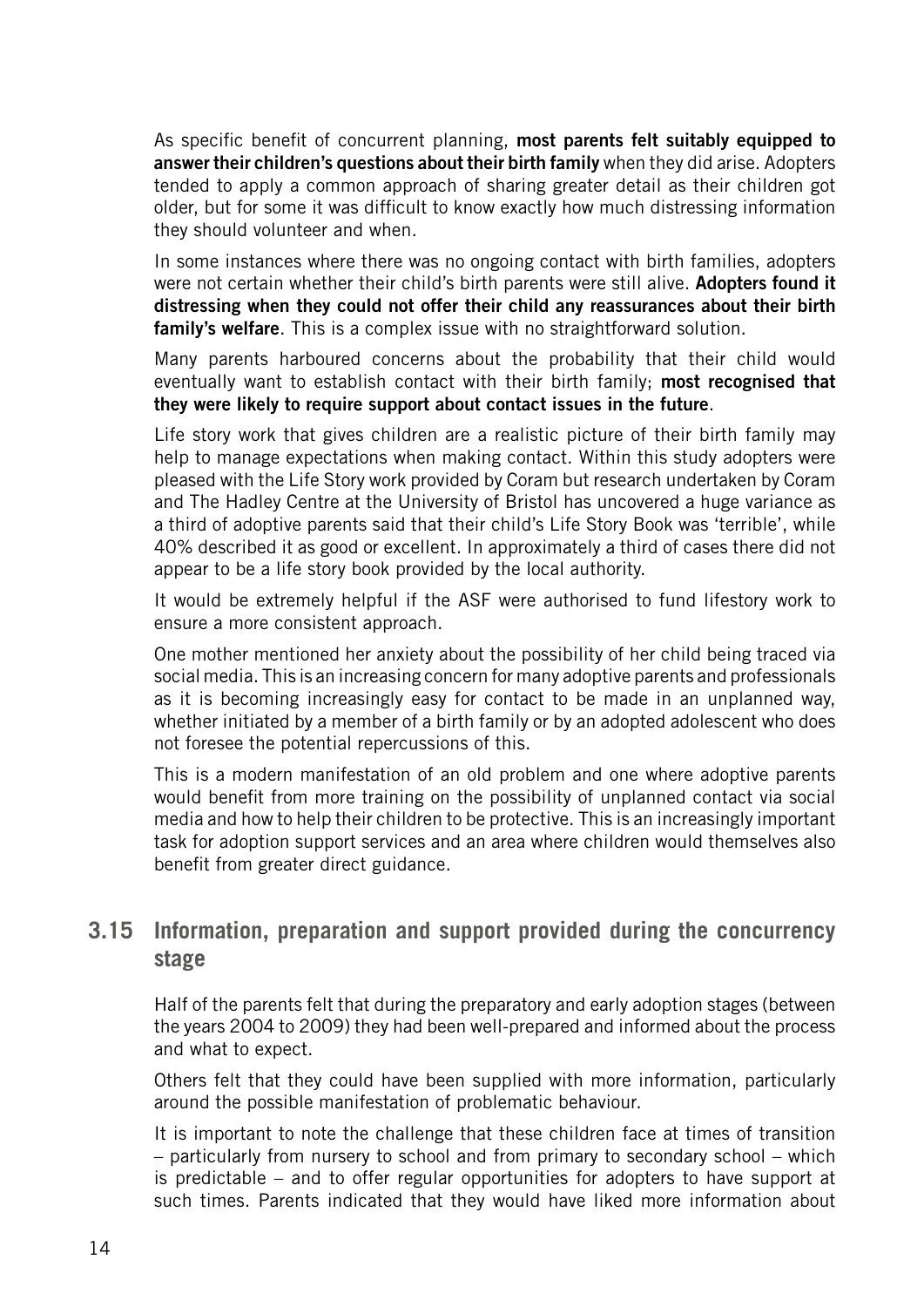As specific benefit of concurrent planning, **most parents felt suitably equipped to answer their children's questions about their birth family** when they did arise. Adopters tended to apply a common approach of sharing greater detail as their children got older, but for some it was difficult to know exactly how much distressing information they should volunteer and when.

In some instances where there was no ongoing contact with birth families, adopters were not certain whether their child's birth parents were still alive. **Adopters found it distressing when they could not offer their child any reassurances about their birth family's welfare**. This is a complex issue with no straightforward solution.

Many parents harboured concerns about the probability that their child would eventually want to establish contact with their birth family; **most recognised that they were likely to require support about contact issues in the future**.

Life story work that gives children are a realistic picture of their birth family may help to manage expectations when making contact. Within this study adopters were pleased with the Life Story work provided by Coram but research undertaken by Coram and The Hadley Centre at the University of Bristol has uncovered a huge variance as a third of adoptive parents said that their child's Life Story Book was 'terrible', while 40% described it as good or excellent. In approximately a third of cases there did not appear to be a life story book provided by the local authority.

It would be extremely helpful if the ASF were authorised to fund lifestory work to ensure a more consistent approach.

One mother mentioned her anxiety about the possibility of her child being traced via social media. This is an increasing concern for many adoptive parents and professionals as it is becoming increasingly easy for contact to be made in an unplanned way, whether initiated by a member of a birth family or by an adopted adolescent who does not foresee the potential repercussions of this.

This is a modern manifestation of an old problem and one where adoptive parents would benefit from more training on the possibility of unplanned contact via social media and how to help their children to be protective. This is an increasingly important task for adoption support services and an area where children would themselves also benefit from greater direct guidance.

## 3.15 Information, preparation and support provided during the concurrency stage

Half of the parents felt that during the preparatory and early adoption stages (between the years 2004 to 2009) they had been well-prepared and informed about the process and what to expect.

Others felt that they could have been supplied with more information, particularly around the possible manifestation of problematic behaviour.

It is important to note the challenge that these children face at times of transition – particularly from nursery to school and from primary to secondary school – which is predictable – and to offer regular opportunities for adopters to have support at such times. Parents indicated that they would have liked more information about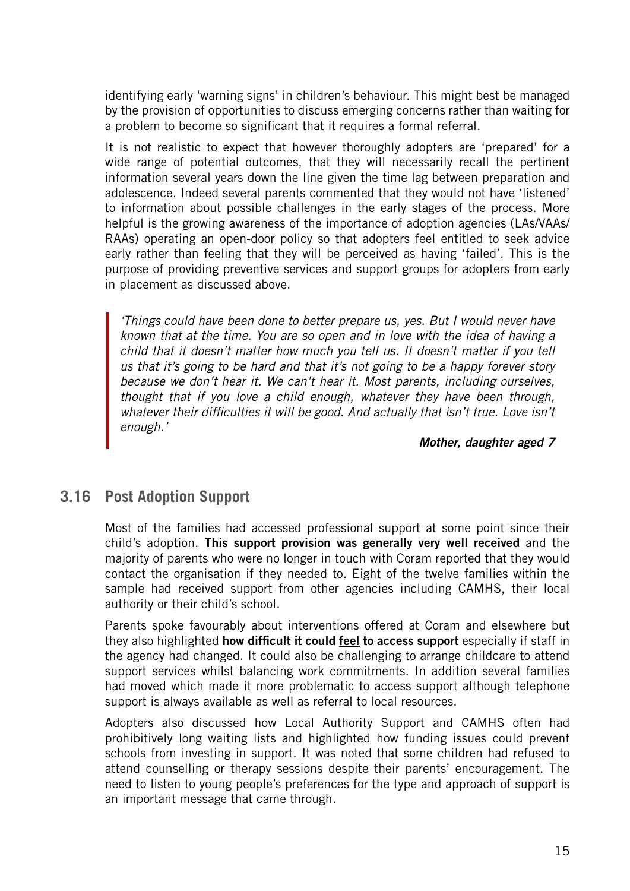identifying early 'warning signs' in children's behaviour. This might best be managed by the provision of opportunities to discuss emerging concerns rather than waiting for a problem to become so significant that it requires a formal referral.

It is not realistic to expect that however thoroughly adopters are 'prepared' for a wide range of potential outcomes, that they will necessarily recall the pertinent information several years down the line given the time lag between preparation and adolescence. Indeed several parents commented that they would not have 'listened' to information about possible challenges in the early stages of the process. More helpful is the growing awareness of the importance of adoption agencies (LAs/VAAs/RAAs) operating an open-door policy so that adopters feel entitled to seek advice early rather than feeling that they will be perceived as having 'failed'. This is the purpose of providing preventive services and support groups for adopters from early in placement as discussed above.

> *'Things could have been done to better prepare us, yes. But I would never have known that at the time. You are so open and in love with the idea of having a child that it doesn't matter how much you tell us. It doesn't matter if you tell us that it's going to be hard and that it's not going to be a happy forever story because we don't hear it. We can't hear it. Most parents, including ourselves, thought that if you love a child enough, whatever they have been through, whatever their difficulties it will be good. And actually that isn't true. Love isn't enough.'*
>
> ***Mother, daughter aged 7***

## 3.16 Post Adoption Support

Most of the families had accessed professional support at some point since their child's adoption. **This support provision was generally very well received** and the majority of parents who were no longer in touch with Coram reported that they would contact the organisation if they needed to. Eight of the twelve families within the sample had received support from other agencies including CAMHS, their local authority or their child's school.

Parents spoke favourably about interventions offered at Coram and elsewhere but they also highlighted **how difficult it could <u>feel</u> to access support** especially if staff in the agency had changed. It could also be challenging to arrange childcare to attend support services whilst balancing work commitments. In addition several families had moved which made it more problematic to access support although telephone support is always available as well as referral to local resources.

Adopters also discussed how Local Authority Support and CAMHS often had prohibitively long waiting lists and highlighted how funding issues could prevent schools from investing in support. It was noted that some children had refused to attend counselling or therapy sessions despite their parents' encouragement. The need to listen to young people's preferences for the type and approach of support is an important message that came through.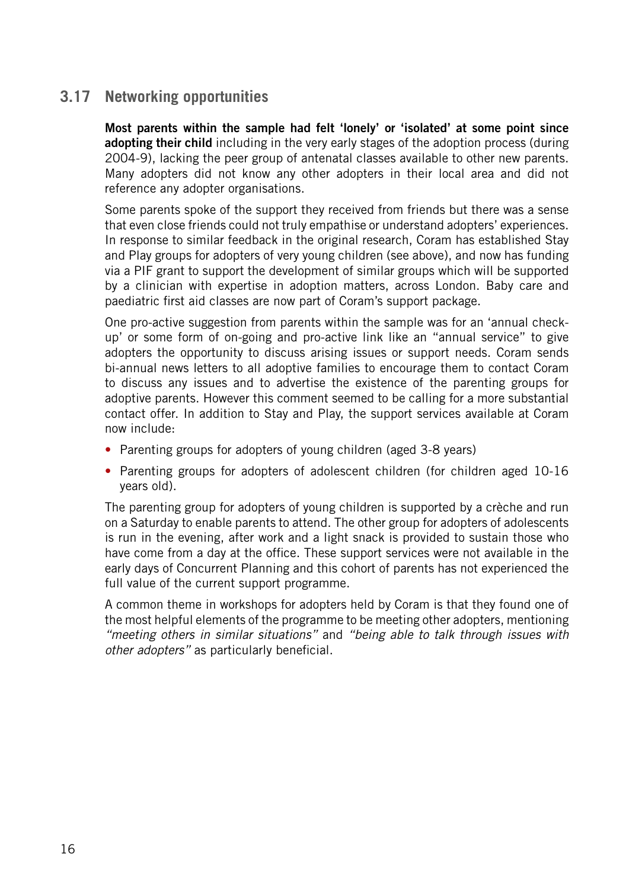## 3.17 Networking opportunities

**Most parents within the sample had felt 'lonely' or 'isolated' at some point since adopting their child** including in the very early stages of the adoption process (during 2004-9), lacking the peer group of antenatal classes available to other new parents. Many adopters did not know any other adopters in their local area and did not reference any adopter organisations.

Some parents spoke of the support they received from friends but there was a sense that even close friends could not truly empathise or understand adopters' experiences. In response to similar feedback in the original research, Coram has established Stay and Play groups for adopters of very young children (see above), and now has funding via a PIF grant to support the development of similar groups which will be supported by a clinician with expertise in adoption matters, across London. Baby care and paediatric first aid classes are now part of Coram's support package.

One pro-active suggestion from parents within the sample was for an 'annual check-up' or some form of on-going and pro-active link like an "annual service" to give adopters the opportunity to discuss arising issues or support needs. Coram sends bi-annual news letters to all adoptive families to encourage them to contact Coram to discuss any issues and to advertise the existence of the parenting groups for adoptive parents. However this comment seemed to be calling for a more substantial contact offer. In addition to Stay and Play, the support services available at Coram now include:

- Parenting groups for adopters of young children (aged 3-8 years)
- Parenting groups for adopters of adolescent children (for children aged 10-16 years old).

The parenting group for adopters of young children is supported by a crèche and run on a Saturday to enable parents to attend. The other group for adopters of adolescents is run in the evening, after work and a light snack is provided to sustain those who have come from a day at the office. These support services were not available in the early days of Concurrent Planning and this cohort of parents has not experienced the full value of the current support programme.

A common theme in workshops for adopters held by Coram is that they found one of the most helpful elements of the programme to be meeting other adopters, mentioning *"meeting others in similar situations"* and *"being able to talk through issues with other adopters"* as particularly beneficial.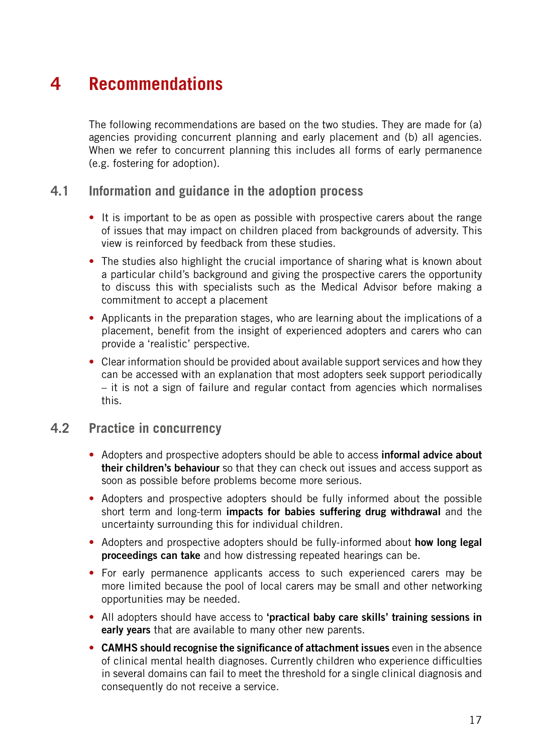# 4 Recommendations

The following recommendations are based on the two studies. They are made for (a) agencies providing concurrent planning and early placement and (b) all agencies. When we refer to concurrent planning this includes all forms of early permanence (e.g. fostering for adoption).

## 4.1 Information and guidance in the adoption process

- It is important to be as open as possible with prospective carers about the range of issues that may impact on children placed from backgrounds of adversity. This view is reinforced by feedback from these studies.
- The studies also highlight the crucial importance of sharing what is known about a particular child's background and giving the prospective carers the opportunity to discuss this with specialists such as the Medical Advisor before making a commitment to accept a placement
- Applicants in the preparation stages, who are learning about the implications of a placement, benefit from the insight of experienced adopters and carers who can provide a 'realistic' perspective.
- Clear information should be provided about available support services and how they can be accessed with an explanation that most adopters seek support periodically – it is not a sign of failure and regular contact from agencies which normalises this.

## 4.2 Practice in concurrency

- Adopters and prospective adopters should be able to access **informal advice about their children's behaviour** so that they can check out issues and access support as soon as possible before problems become more serious.
- Adopters and prospective adopters should be fully informed about the possible short term and long-term **impacts for babies suffering drug withdrawal** and the uncertainty surrounding this for individual children.
- Adopters and prospective adopters should be fully-informed about **how long legal proceedings can take** and how distressing repeated hearings can be.
- For early permanence applicants access to such experienced carers may be more limited because the pool of local carers may be small and other networking opportunities may be needed.
- All adopters should have access to **'practical baby care skills' training sessions in early years** that are available to many other new parents.
- **CAMHS should recognise the significance of attachment issues** even in the absence of clinical mental health diagnoses. Currently children who experience difficulties in several domains can fail to meet the threshold for a single clinical diagnosis and consequently do not receive a service.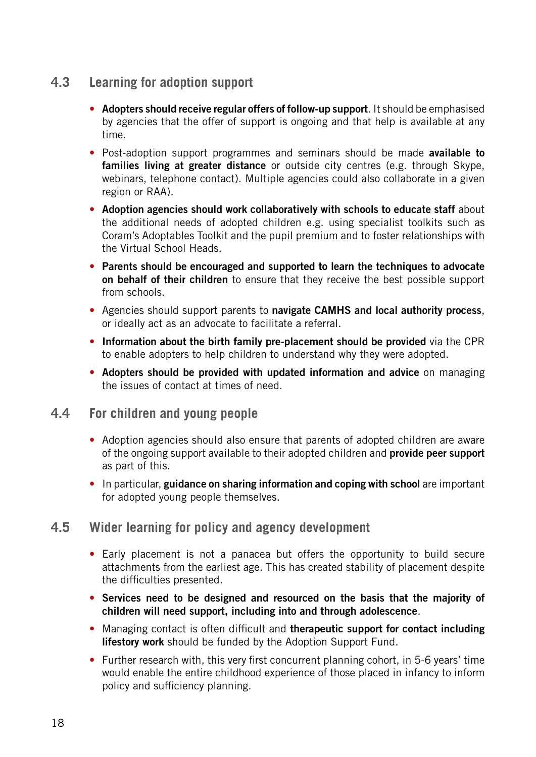## 4.3 Learning for adoption support

- **Adopters should receive regular offers of follow-up support**. It should be emphasised by agencies that the offer of support is ongoing and that help is available at any time.
- Post-adoption support programmes and seminars should be made **available to families living at greater distance** or outside city centres (e.g. through Skype, webinars, telephone contact). Multiple agencies could also collaborate in a given region or RAA).
- **Adoption agencies should work collaboratively with schools to educate staff** about the additional needs of adopted children e.g. using specialist toolkits such as Coram's Adoptables Toolkit and the pupil premium and to foster relationships with the Virtual School Heads.
- **Parents should be encouraged and supported to learn the techniques to advocate on behalf of their children** to ensure that they receive the best possible support from schools.
- Agencies should support parents to **navigate CAMHS and local authority process**, or ideally act as an advocate to facilitate a referral.
- **Information about the birth family pre-placement should be provided** via the CPR to enable adopters to help children to understand why they were adopted.
- **Adopters should be provided with updated information and advice** on managing the issues of contact at times of need.

## 4.4 For children and young people

- Adoption agencies should also ensure that parents of adopted children are aware of the ongoing support available to their adopted children and **provide peer support** as part of this.
- In particular, **guidance on sharing information and coping with school** are important for adopted young people themselves.

## 4.5 Wider learning for policy and agency development

- Early placement is not a panacea but offers the opportunity to build secure attachments from the earliest age. This has created stability of placement despite the difficulties presented.
- **Services need to be designed and resourced on the basis that the majority of children will need support, including into and through adolescence**.
- Managing contact is often difficult and **therapeutic support for contact including lifestory work** should be funded by the Adoption Support Fund.
- Further research with, this very first concurrent planning cohort, in 5-6 years' time would enable the entire childhood experience of those placed in infancy to inform policy and sufficiency planning.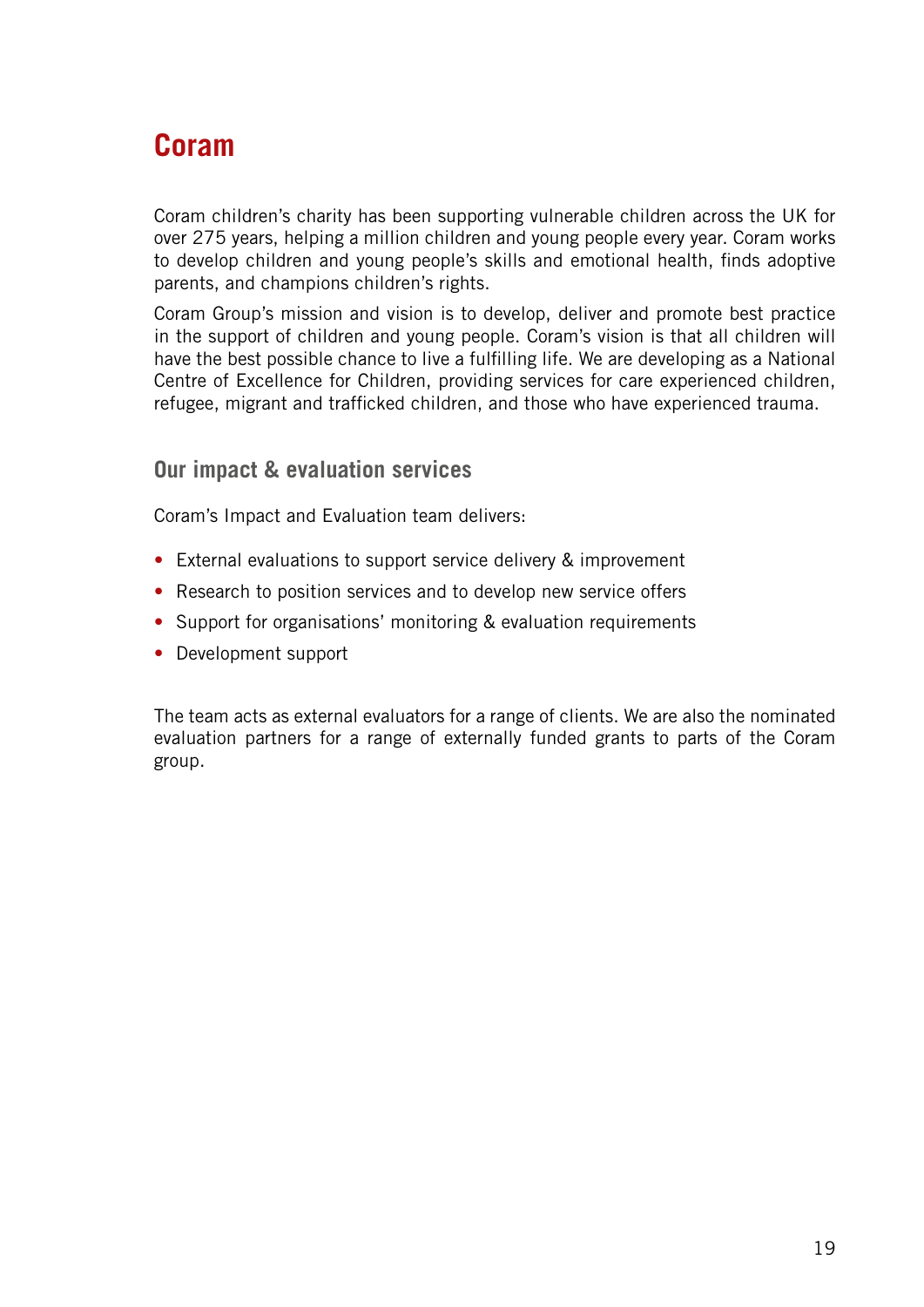# Coram

Coram children's charity has been supporting vulnerable children across the UK for over 275 years, helping a million children and young people every year. Coram works to develop children and young people's skills and emotional health, finds adoptive parents, and champions children's rights.

Coram Group's mission and vision is to develop, deliver and promote best practice in the support of children and young people. Coram's vision is that all children will have the best possible chance to live a fulfilling life. We are developing as a National Centre of Excellence for Children, providing services for care experienced children, refugee, migrant and trafficked children, and those who have experienced trauma.

## Our impact & evaluation services

Coram's Impact and Evaluation team delivers:

- External evaluations to support service delivery & improvement
- Research to position services and to develop new service offers
- Support for organisations' monitoring & evaluation requirements
- Development support

The team acts as external evaluators for a range of clients. We are also the nominated evaluation partners for a range of externally funded grants to parts of the Coram group.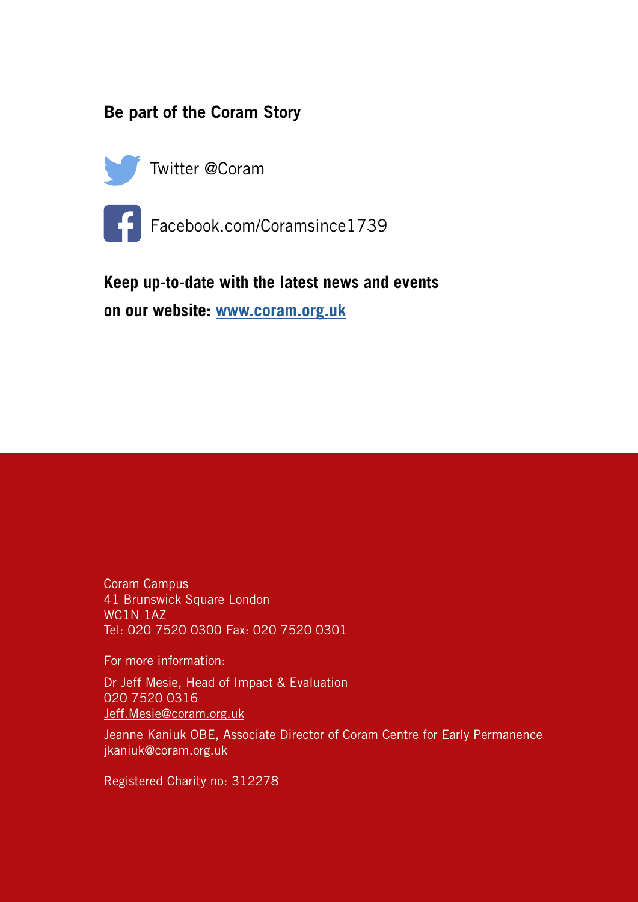**Be part of the Coram Story**

Twitter @Coram

Facebook.com/Coramsince1739

**Keep up-to-date with the latest news and events on our website: [www.coram.org.uk](http://www.coram.org.uk)**

Coram Campus
41 Brunswick Square London
WC1N 1AZ
Tel: 020 7520 0300 Fax: 020 7520 0301

For more information:

Dr Jeff Mesie, Head of Impact & Evaluation
020 7520 0316
Jeff.Mesie@coram.org.uk

Jeanne Kaniuk OBE, Associate Director of Coram Centre for Early Permanence
jkaniuk@coram.org.uk

Registered Charity no: 312278